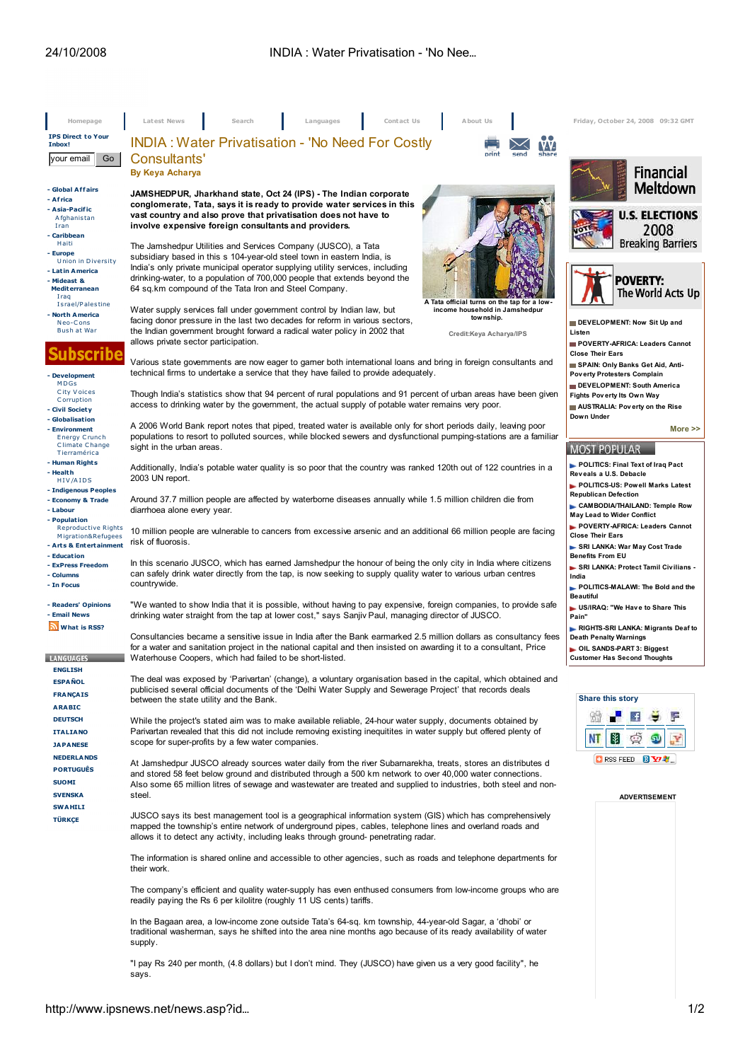# INDIA : Water Privatisation - 'No Need For Costly Consultants'

**By Keya Acharya**

**JAMSHEDPUR, Jharkhand state, Oct 24 (IPS) - The Indian corporate conglomerate, Tata, says it is ready to provide water services in this vast country and also prove that privatisation does not have to involve expensive foreign consultants and providers.**

A Tata official turns on the tap for a low-income household in Jamshedpur township.

Credit:Keya Acharya/IPS

The Jamshedpur Utilities and Services Company (JUSCO), a Tata subsidiary based in this s 104-year-old steel town in eastern India, is India's only private municipal operator supplying utility services, including drinking-water, to a population of 700,000 people that extends beyond the 64 sq.km compound of the Tata Iron and Steel Company.

Water supply services fall under government control by Indian law, but facing donor pressure in the last two decades for reform in various sectors, the Indian government brought forward a radical water policy in 2002 that allows private sector participation.

Various state governments are now eager to garner both international loans and bring in foreign consultants and technical firms to undertake a service that they have failed to provide adequately.

Though India's statistics show that 94 percent of rural populations and 91 percent of urban areas have been given access to drinking water by the government, the actual supply of potable water remains very poor.

A 2006 World Bank report notes that piped, treated water is available only for short periods daily, leaving poor populations to resort to polluted sources, while blocked sewers and dysfunctional pumping-stations are a familiar sight in the urban areas.

Additionally, India's potable water quality is so poor that the country was ranked 120th out of 122 countries in a 2003 UN report.

Around 37.7 million people are affected by waterborne diseases annually while 1.5 million children die from diarrhoea alone every year.

10 million people are vulnerable to cancers from excessive arsenic and an additional 66 million people are facing risk of fluorosis.

In this scenario JUSCO, which has earned Jamshedpur the honour of being the only city in India where citizens can safely drink water directly from the tap, is now seeking to supply quality water to various urban centres countrywide.

"We wanted to show India that it is possible, without having to pay expensive, foreign companies, to provide safe drinking water straight from the tap at lower cost," says Sanjiv Paul, managing director of JUSCO.

Consultancies became a sensitive issue in India after the Bank earmarked 2.5 million dollars as consultancy fees for a water and sanitation project in the national capital and then insisted on awarding it to a consultant, Price Waterhouse Coopers, which had failed to be short-listed.

The deal was exposed by 'Parivartan' (change), a voluntary organisation based in the capital, which obtained and publicised several official documents of the 'Delhi Water Supply and Sewerage Project' that records deals between the state utility and the Bank.

While the project's stated aim was to make available reliable, 24-hour water supply, documents obtained by Parivartan revealed that this did not include removing existing inequitites in water supply but offered plenty of scope for super-profits by a few water companies.

At Jamshedpur JUSCO already sources water daily from the river Subarnarekha, treats, stores an distributes d and stored 58 feet below ground and distributed through a 500 km network to over 40,000 water connections. Also some 65 million litres of sewage and wastewater are treated and supplied to industries, both steel and non-steel.

JUSCO says its best management tool is a geographical information system (GIS) which has comprehensively mapped the township's entire network of underground pipes, cables, telephone lines and overland roads and allows it to detect any activity, including leaks through ground- penetrating radar.

The information is shared online and accessible to other agencies, such as roads and telephone departments for their work.

The company's efficient and quality water-supply has even enthused consumers from low-income groups who are readily paying the Rs 6 per kilolitre (roughly 11 US cents) tariffs.

In the Bagaan area, a low-income zone outside Tata's 64-sq. km township, 44-year-old Sagar, a 'dhobi' or traditional washerman, says he shifted into the area nine months ago because of its ready availability of water supply.

"I pay Rs 240 per month, (4.8 dollars) but I don't mind. They (JUSCO) have given us a very good facility", he says.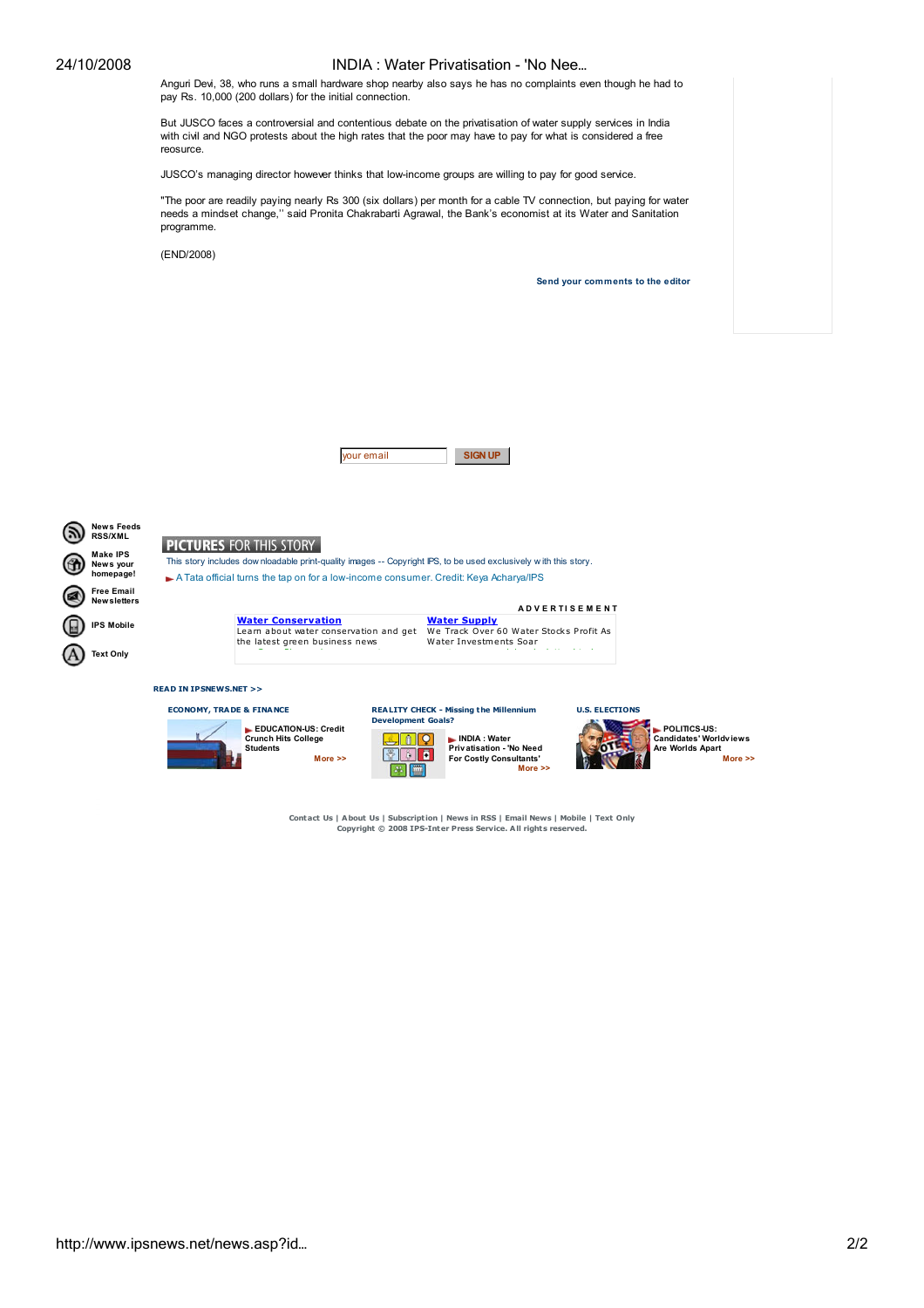Anguri Devi, 38, who runs a small hardware shop nearby also says he has no complaints even though he had to pay Rs. 10,000 (200 dollars) for the initial connection.

But JUSCO faces a controversial and contentious debate on the privatisation of water supply services in India with civil and NGO protests about the high rates that the poor may have to pay for what is considered a free reosurce.

JUSCO's managing director however thinks that low-income groups are willing to pay for good service.

"The poor are readily paying nearly Rs 300 (six dollars) per month for a cable TV connection, but paying for water needs a mindset change,'' said Pronita Chakrabarti Agrawal, the Bank's economist at its Water and Sanitation programme.

(END/2008)

Send your comments to the editor

your email SIGN UP

News Feeds RSS/XML

Make IPS News your homepage!

Free Email Newsletters

IPS Mobile

Text Only

## PICTURES FOR THIS STORY

This story includes downloadable print-quality images -- Copyright IPS, to be used exclusively with this story.

A Tata official turns the tap on for a low-income consumer. Credit: Keya Acharya/IPS

ADVERTISEMENT

**Water Conservation**
Learn about water conservation and get the latest green business news

**Water Supply**
We Track Over 60 Water Stocks Profit As Water Investments Soar

READ IN IPSNEWS.NET >>

ECONOMY, TRADE & FINANCE

EDUCATION-US: Credit Crunch Hits College Students
More >>

REALITY CHECK - Missing the Millennium Development Goals?

INDIA : Water Privatisation - 'No Need For Costly Consultants'
More >>

U.S. ELECTIONS

POLITICS-US: Candidates' Worldviews Are Worlds Apart
More >>

Contact Us | About Us | Subscription | News in RSS | Email News | Mobile | Text Only
Copyright © 2008 IPS-Inter Press Service. All rights reserved.